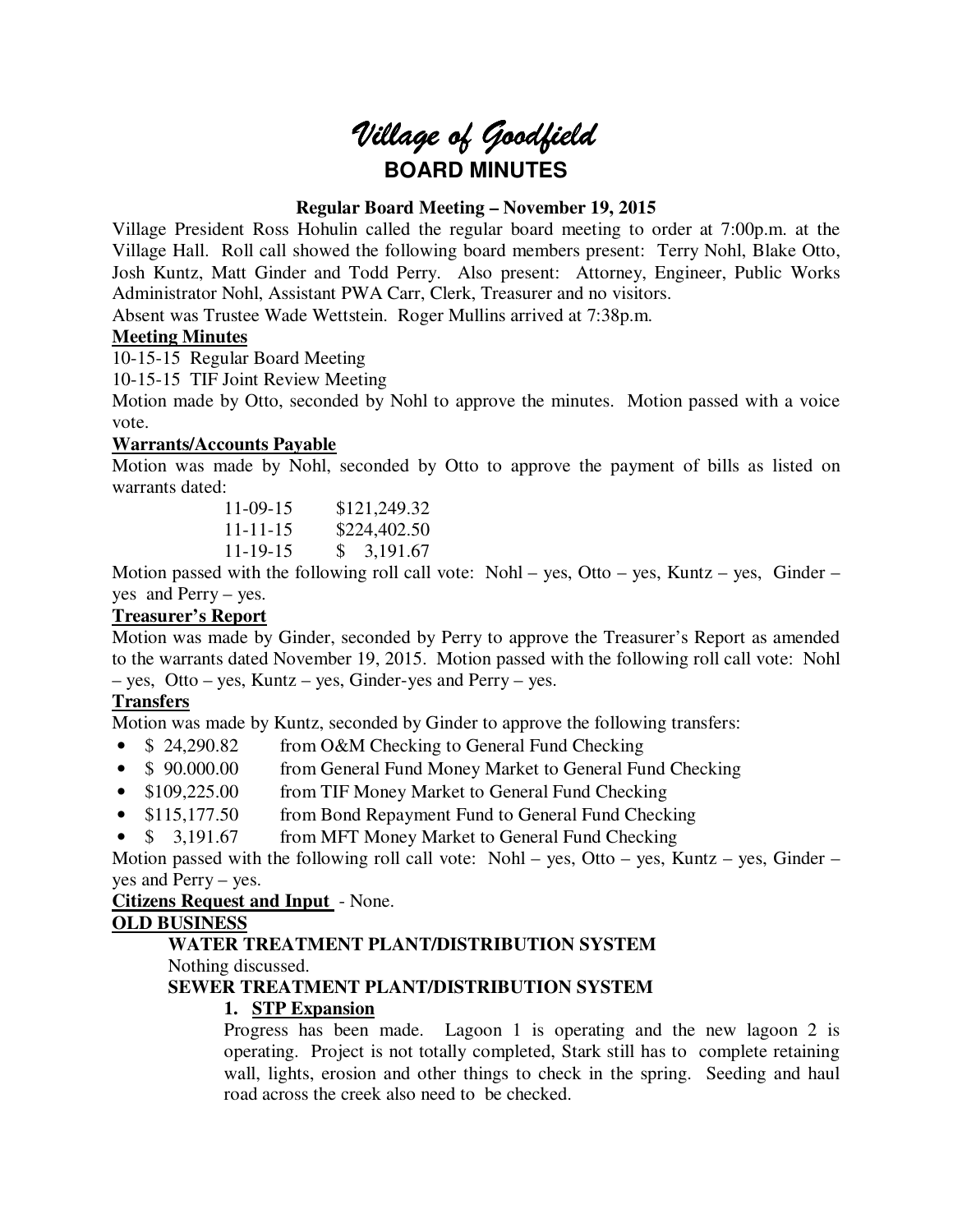# *Village of Goodfield*

## BOARD MINUTES

**Regular Board Meeting – November 19, 2015**

Village President Ross Hohulin called the regular board meeting to order at 7:00p.m. at the Village Hall. Roll call showed the following board members present: Terry Nohl, Blake Otto, Josh Kuntz, Matt Ginder and Todd Perry. Also present: Attorney, Engineer, Public Works Administrator Nohl, Assistant PWA Carr, Clerk, Treasurer and no visitors.

Absent was Trustee Wade Wettstein. Roger Mullins arrived at 7:38p.m.

**Meeting Minutes**

10-15-15 Regular Board Meeting

10-15-15 TIF Joint Review Meeting

Motion made by Otto, seconded by Nohl to approve the minutes. Motion passed with a voice vote.

**Warrants/Accounts Payable**

Motion was made by Nohl, seconded by Otto to approve the payment of bills as listed on warrants dated:

| | |
|---|---|
| 11-09-15 | $121,249.32 |
| 11-11-15 | $224,402.50 |
| 11-19-15 | $ 3,191.67 |

Motion passed with the following roll call vote: Nohl – yes, Otto – yes, Kuntz – yes, Ginder – yes and Perry – yes.

**Treasurer's Report**

Motion was made by Ginder, seconded by Perry to approve the Treasurer's Report as amended to the warrants dated November 19, 2015. Motion passed with the following roll call vote: Nohl – yes, Otto – yes, Kuntz – yes, Ginder-yes and Perry – yes.

**Transfers**

Motion was made by Kuntz, seconded by Ginder to approve the following transfers:

- $ 24,290.82 from O&M Checking to General Fund Checking
- $ 90.000.00 from General Fund Money Market to General Fund Checking
- $109,225.00 from TIF Money Market to General Fund Checking
- $115,177.50 from Bond Repayment Fund to General Fund Checking
- $ 3,191.67 from MFT Money Market to General Fund Checking

Motion passed with the following roll call vote: Nohl – yes, Otto – yes, Kuntz – yes, Ginder – yes and Perry – yes.

**Citizens Request and Input** - None.

**OLD BUSINESS**

**WATER TREATMENT PLANT/DISTRIBUTION SYSTEM**

Nothing discussed.

**SEWER TREATMENT PLANT/DISTRIBUTION SYSTEM**

1. **STP Expansion**

Progress has been made. Lagoon 1 is operating and the new lagoon 2 is operating. Project is not totally completed, Stark still has to complete retaining wall, lights, erosion and other things to check in the spring. Seeding and haul road across the creek also need to be checked.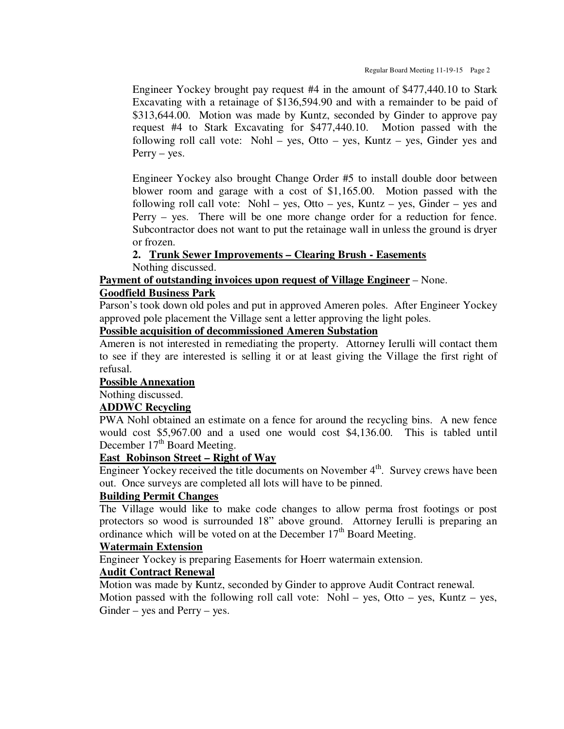Engineer Yockey brought pay request #4 in the amount of $477,440.10 to Stark Excavating with a retainage of $136,594.90 and with a remainder to be paid of $313,644.00. Motion was made by Kuntz, seconded by Ginder to approve pay request #4 to Stark Excavating for $477,440.10. Motion passed with the following roll call vote: Nohl – yes, Otto – yes, Kuntz – yes, Ginder yes and Perry – yes.

Engineer Yockey also brought Change Order #5 to install double door between blower room and garage with a cost of $1,165.00. Motion passed with the following roll call vote: Nohl – yes, Otto – yes, Kuntz – yes, Ginder – yes and Perry – yes. There will be one more change order for a reduction for fence. Subcontractor does not want to put the retainage wall in unless the ground is dryer or frozen.

**2. <u>Trunk Sewer Improvements – Clearing Brush - Easements</u>**

Nothing discussed.

**<u>Payment of outstanding invoices upon request of Village Engineer</u>** – None.

**<u>Goodfield Business Park</u>**

Parson's took down old poles and put in approved Ameren poles. After Engineer Yockey approved pole placement the Village sent a letter approving the light poles.

**<u>Possible acquisition of decommissioned Ameren Substation</u>**

Ameren is not interested in remediating the property. Attorney Ierulli will contact them to see if they are interested is selling it or at least giving the Village the first right of refusal.

**<u>Possible Annexation</u>**

Nothing discussed.

**<u>ADDWC Recycling</u>**

PWA Nohl obtained an estimate on a fence for around the recycling bins. A new fence would cost $5,967.00 and a used one would cost $4,136.00. This is tabled until December 17th Board Meeting.

**<u>East Robinson Street – Right of Way</u>**

Engineer Yockey received the title documents on November 4th. Survey crews have been out. Once surveys are completed all lots will have to be pinned.

**<u>Building Permit Changes</u>**

The Village would like to make code changes to allow perma frost footings or post protectors so wood is surrounded 18" above ground. Attorney Ierulli is preparing an ordinance which will be voted on at the December 17th Board Meeting.

**<u>Watermain Extension</u>**

Engineer Yockey is preparing Easements for Hoerr watermain extension.

**<u>Audit Contract Renewal</u>**

Motion was made by Kuntz, seconded by Ginder to approve Audit Contract renewal. Motion passed with the following roll call vote: Nohl – yes, Otto – yes, Kuntz – yes, Ginder – yes and Perry – yes.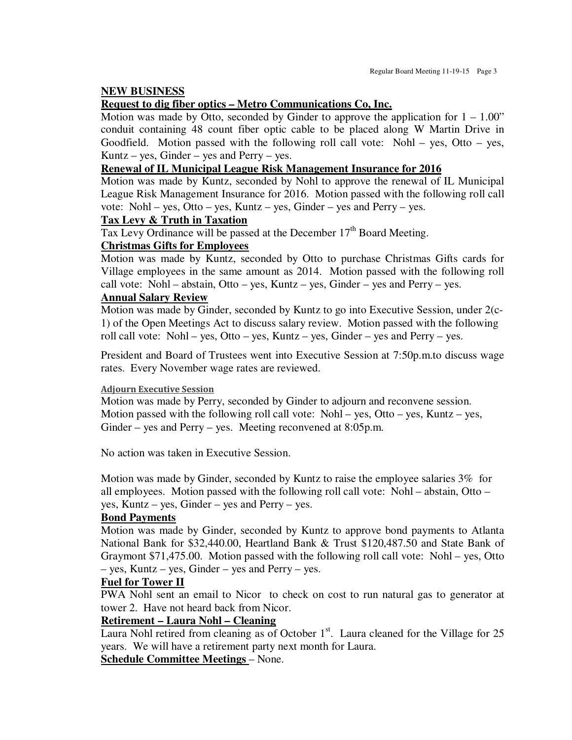## NEW BUSINESS

**Request to dig fiber optics – Metro Communications Co, Inc.**

Motion was made by Otto, seconded by Ginder to approve the application for 1 – 1.00" conduit containing 48 count fiber optic cable to be placed along W Martin Drive in Goodfield. Motion passed with the following roll call vote: Nohl – yes, Otto – yes, Kuntz – yes, Ginder – yes and Perry – yes.

**Renewal of IL Municipal League Risk Management Insurance for 2016**

Motion was made by Kuntz, seconded by Nohl to approve the renewal of IL Municipal League Risk Management Insurance for 2016. Motion passed with the following roll call vote: Nohl – yes, Otto – yes, Kuntz – yes, Ginder – yes and Perry – yes.

**Tax Levy & Truth in Taxation**

Tax Levy Ordinance will be passed at the December 17th Board Meeting.

**Christmas Gifts for Employees**

Motion was made by Kuntz, seconded by Otto to purchase Christmas Gifts cards for Village employees in the same amount as 2014. Motion passed with the following roll call vote: Nohl – abstain, Otto – yes, Kuntz – yes, Ginder – yes and Perry – yes.

**Annual Salary Review**

Motion was made by Ginder, seconded by Kuntz to go into Executive Session, under 2(c-1) of the Open Meetings Act to discuss salary review. Motion passed with the following roll call vote: Nohl – yes, Otto – yes, Kuntz – yes, Ginder – yes and Perry – yes.

President and Board of Trustees went into Executive Session at 7:50p.m.to discuss wage rates. Every November wage rates are reviewed.

**Adjourn Executive Session**

Motion was made by Perry, seconded by Ginder to adjourn and reconvene session. Motion passed with the following roll call vote: Nohl – yes, Otto – yes, Kuntz – yes, Ginder – yes and Perry – yes. Meeting reconvened at 8:05p.m.

No action was taken in Executive Session.

Motion was made by Ginder, seconded by Kuntz to raise the employee salaries 3% for all employees. Motion passed with the following roll call vote: Nohl – abstain, Otto – yes, Kuntz – yes, Ginder – yes and Perry – yes.

**Bond Payments**

Motion was made by Ginder, seconded by Kuntz to approve bond payments to Atlanta National Bank for $32,440.00, Heartland Bank & Trust $120,487.50 and State Bank of Graymont $71,475.00. Motion passed with the following roll call vote: Nohl – yes, Otto – yes, Kuntz – yes, Ginder – yes and Perry – yes.

**Fuel for Tower II**

PWA Nohl sent an email to Nicor to check on cost to run natural gas to generator at tower 2. Have not heard back from Nicor.

**Retirement – Laura Nohl – Cleaning**

Laura Nohl retired from cleaning as of October 1st. Laura cleaned for the Village for 25 years. We will have a retirement party next month for Laura.

**Schedule Committee Meetings** – None.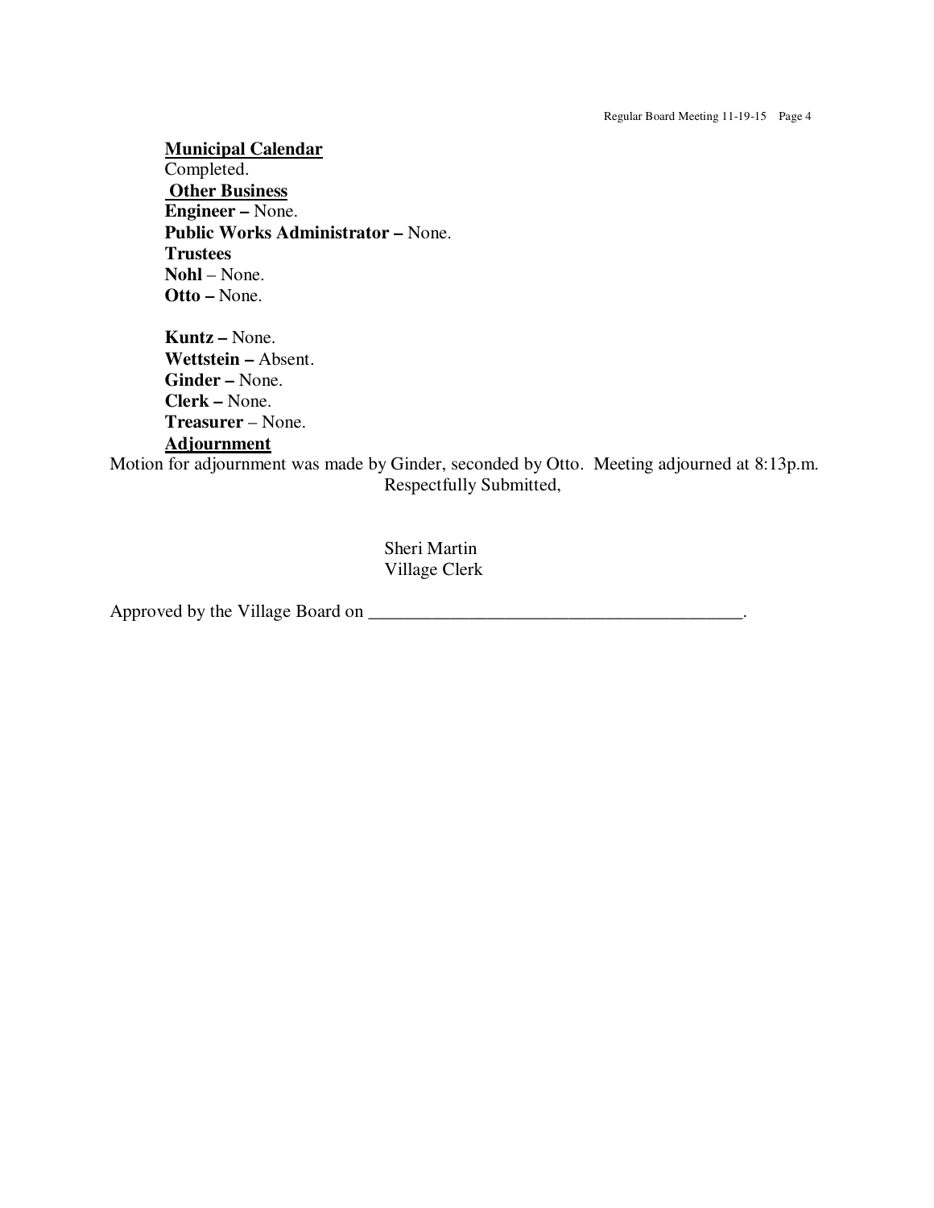**Municipal Calendar**

Completed.

**Other Business**

**Engineer –** None.

**Public Works Administrator –** None.

**Trustees**

**Nohl** – None.

**Otto –** None.

**Kuntz –** None.

**Wettstein –** Absent.

**Ginder –** None.

**Clerk –** None.

**Treasurer** – None.

**Adjournment**

Motion for adjournment was made by Ginder, seconded by Otto. Meeting adjourned at 8:13p.m.

Respectfully Submitted,

Sheri Martin
Village Clerk

Approved by the Village Board on ________________________________________.